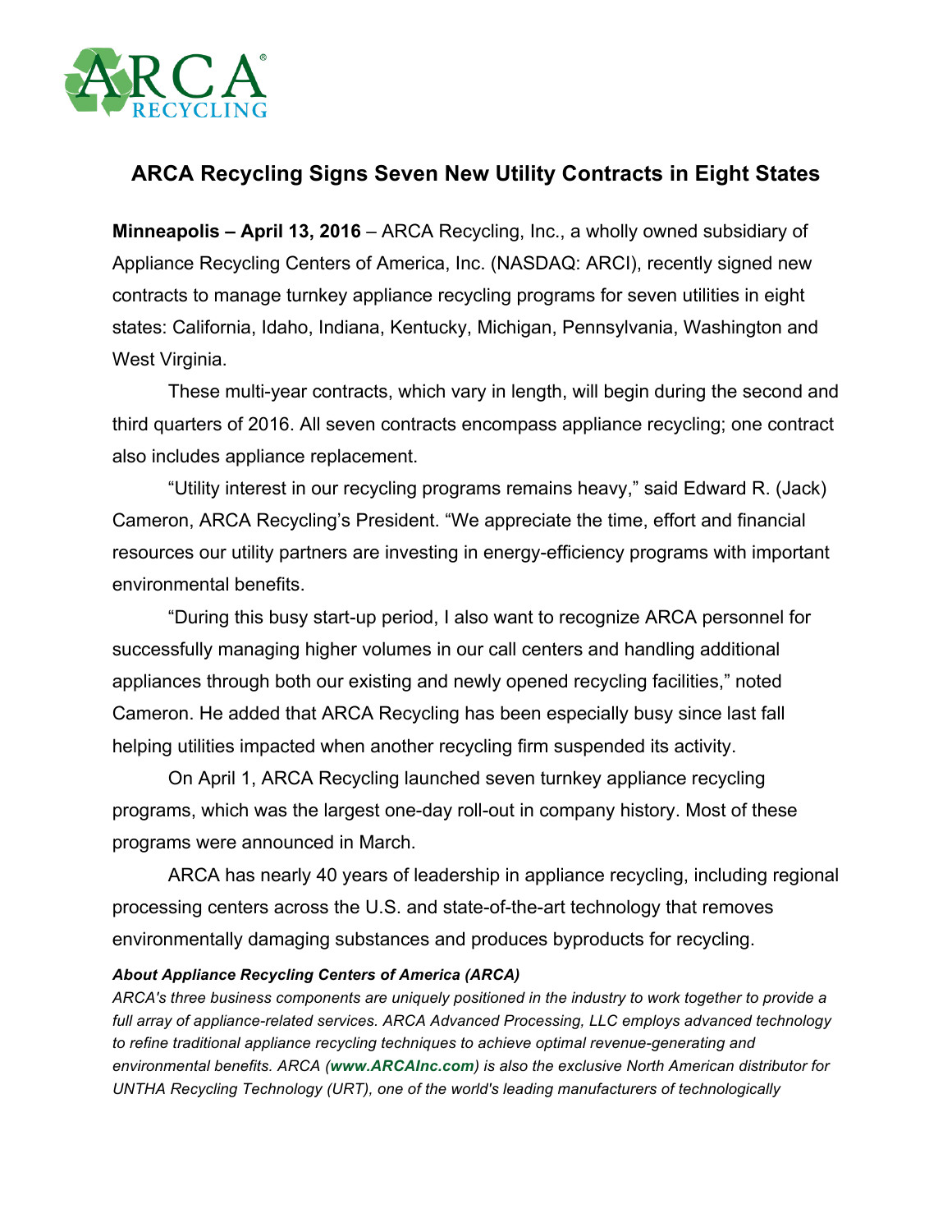# ARCA Recycling Signs Seven New Utility Contracts in Eight States

**Minneapolis – April 13, 2016** – ARCA Recycling, Inc., a wholly owned subsidiary of Appliance Recycling Centers of America, Inc. (NASDAQ: ARCI), recently signed new contracts to manage turnkey appliance recycling programs for seven utilities in eight states: California, Idaho, Indiana, Kentucky, Michigan, Pennsylvania, Washington and West Virginia.

These multi-year contracts, which vary in length, will begin during the second and third quarters of 2016. All seven contracts encompass appliance recycling; one contract also includes appliance replacement.

"Utility interest in our recycling programs remains heavy," said Edward R. (Jack) Cameron, ARCA Recycling's President. "We appreciate the time, effort and financial resources our utility partners are investing in energy-efficiency programs with important environmental benefits.

"During this busy start-up period, I also want to recognize ARCA personnel for successfully managing higher volumes in our call centers and handling additional appliances through both our existing and newly opened recycling facilities," noted Cameron. He added that ARCA Recycling has been especially busy since last fall helping utilities impacted when another recycling firm suspended its activity.

On April 1, ARCA Recycling launched seven turnkey appliance recycling programs, which was the largest one-day roll-out in company history. Most of these programs were announced in March.

ARCA has nearly 40 years of leadership in appliance recycling, including regional processing centers across the U.S. and state-of-the-art technology that removes environmentally damaging substances and produces byproducts for recycling.

***About Appliance Recycling Centers of America (ARCA)***

*ARCA's three business components are uniquely positioned in the industry to work together to provide a full array of appliance-related services. ARCA Advanced Processing, LLC employs advanced technology to refine traditional appliance recycling techniques to achieve optimal revenue-generating and environmental benefits. ARCA (**www.ARCAInc.com**) is also the exclusive North American distributor for UNTHA Recycling Technology (URT), one of the world's leading manufacturers of technologically*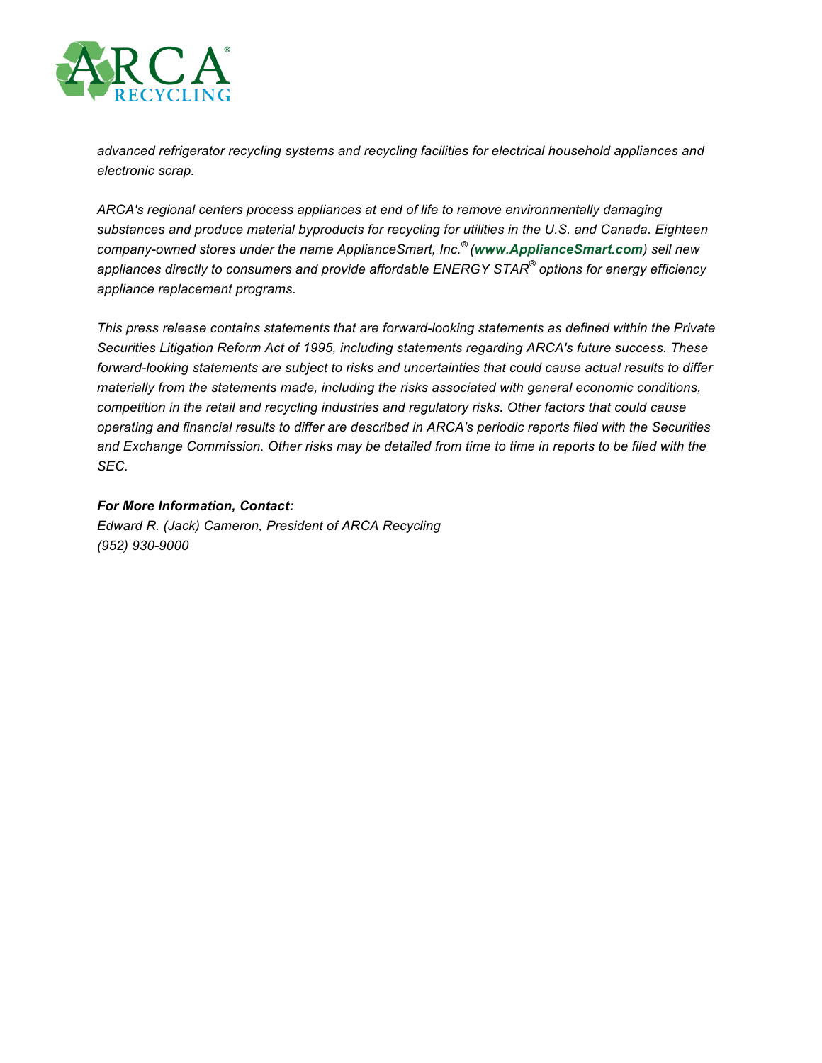*advanced refrigerator recycling systems and recycling facilities for electrical household appliances and electronic scrap.*

*ARCA's regional centers process appliances at end of life to remove environmentally damaging substances and produce material byproducts for recycling for utilities in the U.S. and Canada. Eighteen company-owned stores under the name ApplianceSmart, Inc.® (**www.ApplianceSmart.com**) sell new appliances directly to consumers and provide affordable ENERGY STAR® options for energy efficiency appliance replacement programs.*

*This press release contains statements that are forward-looking statements as defined within the Private Securities Litigation Reform Act of 1995, including statements regarding ARCA's future success. These forward-looking statements are subject to risks and uncertainties that could cause actual results to differ materially from the statements made, including the risks associated with general economic conditions, competition in the retail and recycling industries and regulatory risks. Other factors that could cause operating and financial results to differ are described in ARCA's periodic reports filed with the Securities and Exchange Commission. Other risks may be detailed from time to time in reports to be filed with the SEC.*

***For More Information, Contact:***
*Edward R. (Jack) Cameron, President of ARCA Recycling*
*(952) 930-9000*